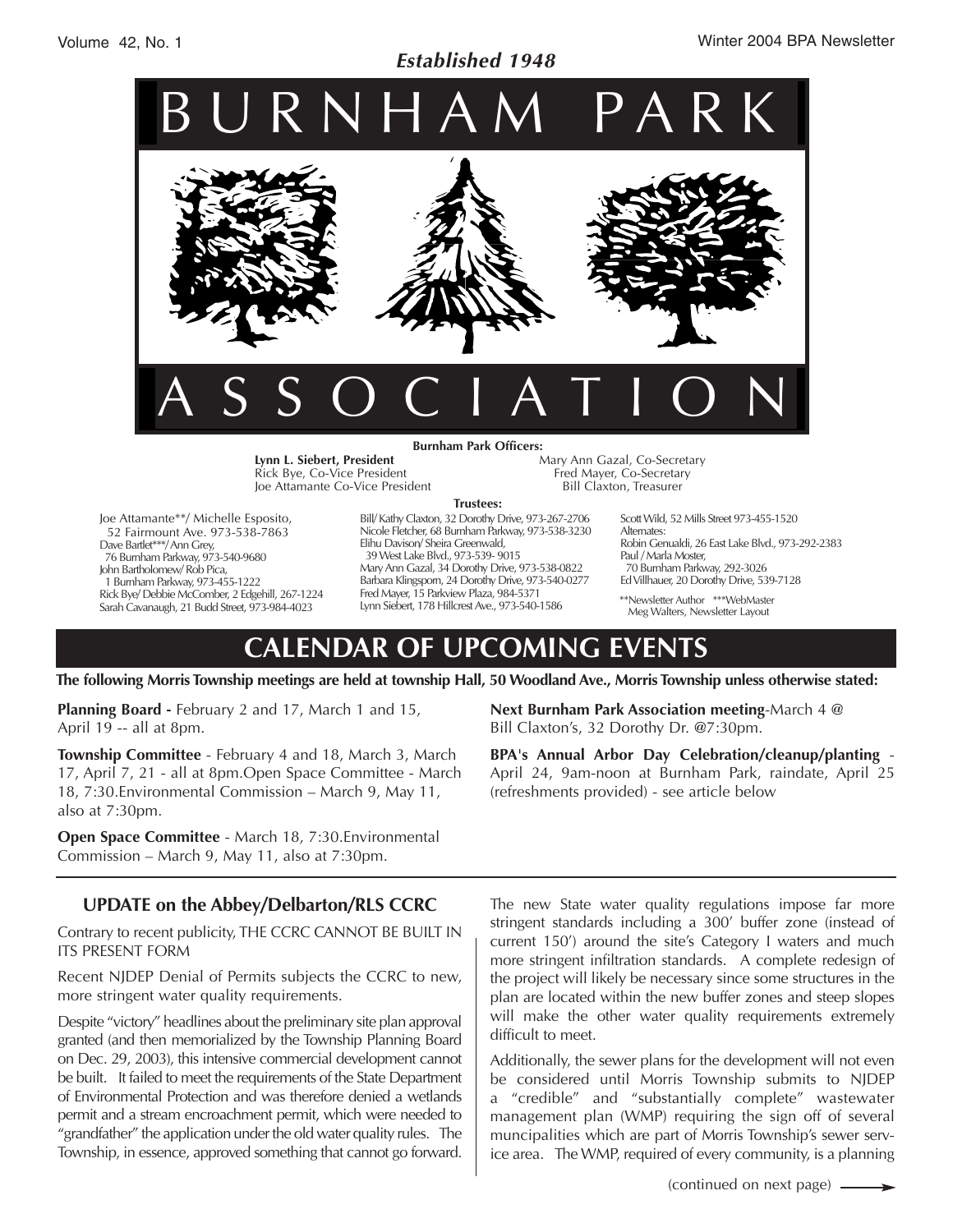*Established 1948*

# BURNHAM PARK ASSOCIATION

**Burnham Park Officers:**

**Lynn L. Siebert, President**
Rick Bye, Co-Vice President
Joe Attamante Co-Vice President

Mary Ann Gazal, Co-Secretary
Fred Mayer, Co-Secretary
Bill Claxton, Treasurer

**Trustees:**

Joe Attamante**/ Michelle Esposito, 52 Fairmount Ave. 973-538-7863
Dave Bartlet***/Ann Grey, 76 Burnham Parkway, 973-540-9680
John Bartholomew/ Rob Pica, 1 Burnham Parkway, 973-455-1222
Rick Bye/ Debbie McComber, 2 Edgehill, 267-1224
Sarah Cavanaugh, 21 Budd Street, 973-984-4023

Bill/ Kathy Claxton, 32 Dorothy Drive, 973-267-2706
Nicole Fletcher, 68 Burnham Parkway, 973-538-3230
Elihu Davison/ Sheira Greenwald, 39 West Lake Blvd., 973-539- 9015
Mary Ann Gazal, 34 Dorothy Drive, 973-538-0822
Barbara Klingsporn, 24 Dorothy Drive, 973-540-0277
Fred Mayer, 15 Parkview Plaza, 984-5371
Lynn Siebert, 178 Hillcrest Ave., 973-540-1586

Scott Wild, 52 Mills Street 973-455-1520
Alternates:
Robin Genualdi, 26 East Lake Blvd., 973-292-2383
Paul / Marla Moster, 70 Burnham Parkway, 292-3026
Ed Villhauer, 20 Dorothy Drive, 539-7128

**Newsletter Author ***WebMaster
Meg Walters, Newsletter Layout

## CALENDAR OF UPCOMING EVENTS

**The following Morris Township meetings are held at township Hall, 50 Woodland Ave., Morris Township unless otherwise stated:**

**Planning Board -** February 2 and 17, March 1 and 15, April 19 -- all at 8pm.

**Township Committee** - February 4 and 18, March 3, March 17, April 7, 21 - all at 8pm.Open Space Committee - March 18, 7:30.Environmental Commission – March 9, May 11, also at 7:30pm.

**Open Space Committee** - March 18, 7:30.Environmental Commission – March 9, May 11, also at 7:30pm.

**Next Burnham Park Association meeting**-March 4 @ Bill Claxton's, 32 Dorothy Dr. @7:30pm.

**BPA's Annual Arbor Day Celebration/cleanup/planting** - April 24, 9am-noon at Burnham Park, raindate, April 25 (refreshments provided) - see article below

### UPDATE on the Abbey/Delbarton/RLS CCRC

Contrary to recent publicity, THE CCRC CANNOT BE BUILT IN ITS PRESENT FORM

Recent NJDEP Denial of Permits subjects the CCRC to new, more stringent water quality requirements.

Despite "victory" headlines about the preliminary site plan approval granted (and then memorialized by the Township Planning Board on Dec. 29, 2003), this intensive commercial development cannot be built. It failed to meet the requirements of the State Department of Environmental Protection and was therefore denied a wetlands permit and a stream encroachment permit, which were needed to "grandfather" the application under the old water quality rules. The Township, in essence, approved something that cannot go forward.

The new State water quality regulations impose far more stringent standards including a 300' buffer zone (instead of current 150') around the site's Category I waters and much more stringent infiltration standards. A complete redesign of the project will likely be necessary since some structures in the plan are located within the new buffer zones and steep slopes will make the other water quality requirements extremely difficult to meet.

Additionally, the sewer plans for the development will not even be considered until Morris Township submits to NJDEP a "credible" and "substantially complete" wastewater management plan (WMP) requiring the sign off of several muncipalities which are part of Morris Township's sewer service area. The WMP, required of every community, is a planning

(continued on next page)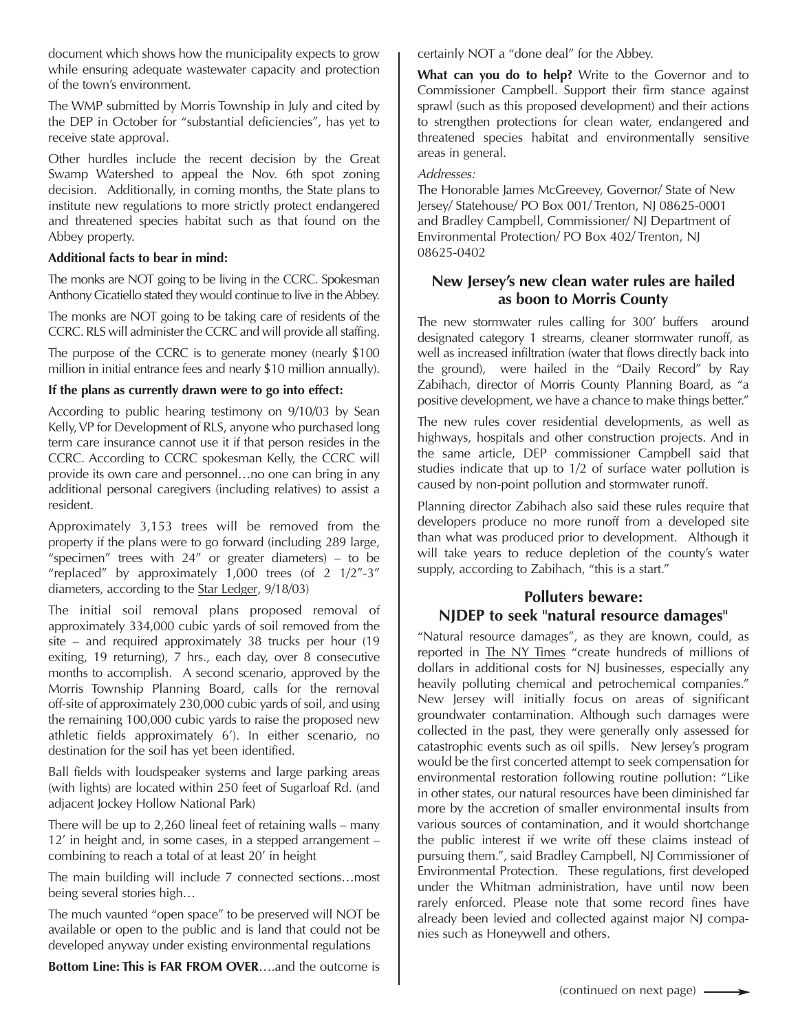document which shows how the municipality expects to grow while ensuring adequate wastewater capacity and protection of the town's environment.

The WMP submitted by Morris Township in July and cited by the DEP in October for "substantial deficiencies", has yet to receive state approval.

Other hurdles include the recent decision by the Great Swamp Watershed to appeal the Nov. 6th spot zoning decision. Additionally, in coming months, the State plans to institute new regulations to more strictly protect endangered and threatened species habitat such as that found on the Abbey property.

**Additional facts to bear in mind:**

The monks are NOT going to be living in the CCRC. Spokesman Anthony Cicatiello stated they would continue to live in the Abbey.

The monks are NOT going to be taking care of residents of the CCRC. RLS will administer the CCRC and will provide all staffing.

The purpose of the CCRC is to generate money (nearly $100 million in initial entrance fees and nearly $10 million annually).

**If the plans as currently drawn were to go into effect:**

According to public hearing testimony on 9/10/03 by Sean Kelly, VP for Development of RLS, anyone who purchased long term care insurance cannot use it if that person resides in the CCRC. According to CCRC spokesman Kelly, the CCRC will provide its own care and personnel…no one can bring in any additional personal caregivers (including relatives) to assist a resident.

Approximately 3,153 trees will be removed from the property if the plans were to go forward (including 289 large, "specimen" trees with 24" or greater diameters) – to be "replaced" by approximately 1,000 trees (of 2 1/2"-3" diameters, according to the Star Ledger, 9/18/03)

The initial soil removal plans proposed removal of approximately 334,000 cubic yards of soil removed from the site – and required approximately 38 trucks per hour (19 exiting, 19 returning), 7 hrs., each day, over 8 consecutive months to accomplish. A second scenario, approved by the Morris Township Planning Board, calls for the removal off-site of approximately 230,000 cubic yards of soil, and using the remaining 100,000 cubic yards to raise the proposed new athletic fields approximately 6'). In either scenario, no destination for the soil has yet been identified.

Ball fields with loudspeaker systems and large parking areas (with lights) are located within 250 feet of Sugarloaf Rd. (and adjacent Jockey Hollow National Park)

There will be up to 2,260 lineal feet of retaining walls – many 12' in height and, in some cases, in a stepped arrangement – combining to reach a total of at least 20' in height

The main building will include 7 connected sections…most being several stories high…

The much vaunted "open space" to be preserved will NOT be available or open to the public and is land that could not be developed anyway under existing environmental regulations

**Bottom Line: This is FAR FROM OVER**….and the outcome is certainly NOT a "done deal" for the Abbey.

**What can you do to help?** Write to the Governor and to Commissioner Campbell. Support their firm stance against sprawl (such as this proposed development) and their actions to strengthen protections for clean water, endangered and threatened species habitat and environmentally sensitive areas in general.

*Addresses:*

The Honorable James McGreevey, Governor/ State of New Jersey/ Statehouse/ PO Box 001/ Trenton, NJ 08625-0001 and Bradley Campbell, Commissioner/ NJ Department of Environmental Protection/ PO Box 402/ Trenton, NJ 08625-0402

## New Jersey's new clean water rules are hailed as boon to Morris County

The new stormwater rules calling for 300' buffers around designated category 1 streams, cleaner stormwater runoff, as well as increased infiltration (water that flows directly back into the ground), were hailed in the "Daily Record" by Ray Zabihach, director of Morris County Planning Board, as "a positive development, we have a chance to make things better."

The new rules cover residential developments, as well as highways, hospitals and other construction projects. And in the same article, DEP commissioner Campbell said that studies indicate that up to 1/2 of surface water pollution is caused by non-point pollution and stormwater runoff.

Planning director Zabihach also said these rules require that developers produce no more runoff from a developed site than what was produced prior to development. Although it will take years to reduce depletion of the county's water supply, according to Zabihach, "this is a start."

## Polluters beware: NJDEP to seek "natural resource damages"

"Natural resource damages", as they are known, could, as reported in The NY Times "create hundreds of millions of dollars in additional costs for NJ businesses, especially any heavily polluting chemical and petrochemical companies." New Jersey will initially focus on areas of significant groundwater contamination. Although such damages were collected in the past, they were generally only assessed for catastrophic events such as oil spills. New Jersey's program would be the first concerted attempt to seek compensation for environmental restoration following routine pollution: "Like in other states, our natural resources have been diminished far more by the accretion of smaller environmental insults from various sources of contamination, and it would shortchange the public interest if we write off these claims instead of pursuing them.", said Bradley Campbell, NJ Commissioner of Environmental Protection. These regulations, first developed under the Whitman administration, have until now been rarely enforced. Please note that some record fines have already been levied and collected against major NJ companies such as Honeywell and others.

(continued on next page) ⟶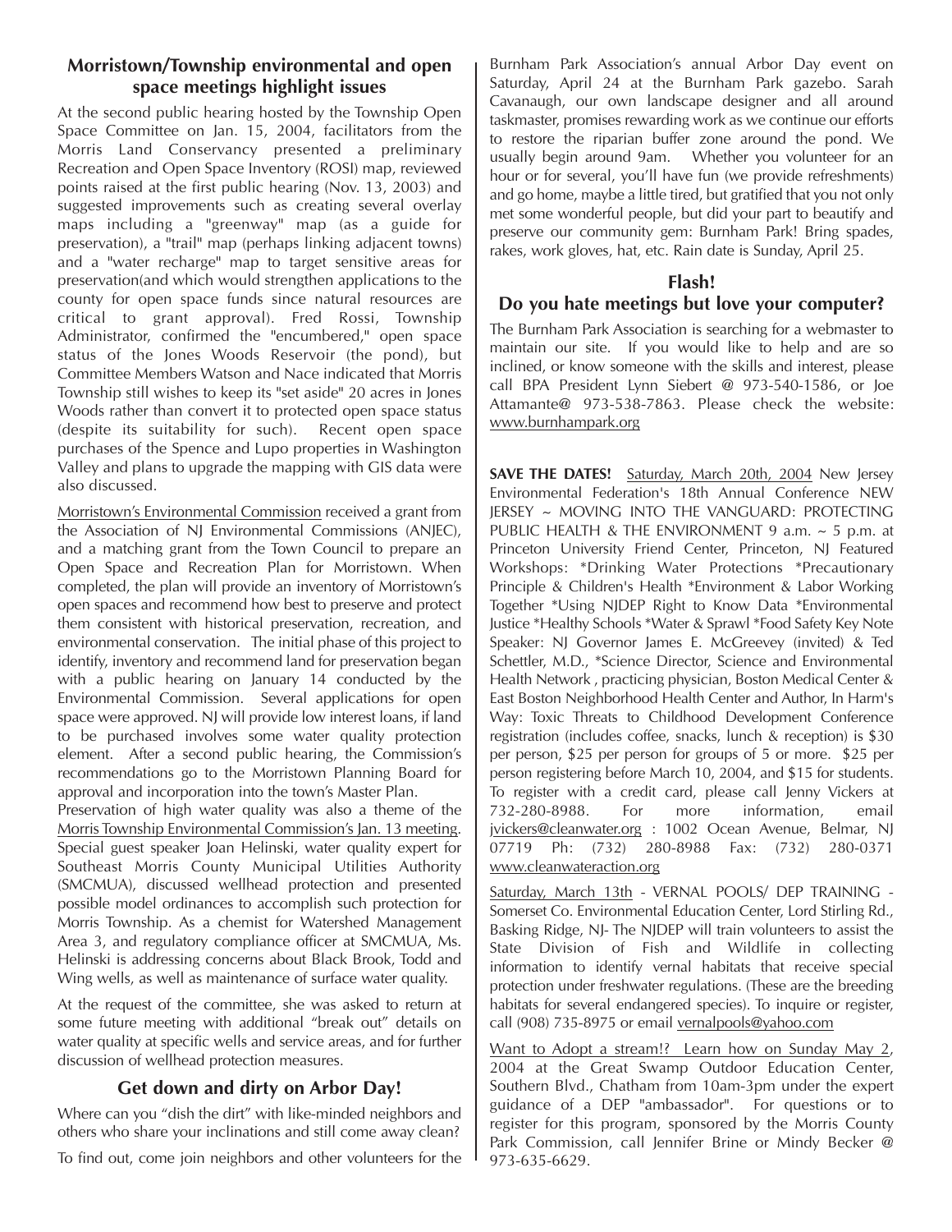## Morristown/Township environmental and open space meetings highlight issues

At the second public hearing hosted by the Township Open Space Committee on Jan. 15, 2004, facilitators from the Morris Land Conservancy presented a preliminary Recreation and Open Space Inventory (ROSI) map, reviewed points raised at the first public hearing (Nov. 13, 2003) and suggested improvements such as creating several overlay maps including a "greenway" map (as a guide for preservation), a "trail" map (perhaps linking adjacent towns) and a "water recharge" map to target sensitive areas for preservation(and which would strengthen applications to the county for open space funds since natural resources are critical to grant approval). Fred Rossi, Township Administrator, confirmed the "encumbered," open space status of the Jones Woods Reservoir (the pond), but Committee Members Watson and Nace indicated that Morris Township still wishes to keep its "set aside" 20 acres in Jones Woods rather than convert it to protected open space status (despite its suitability for such). Recent open space purchases of the Spence and Lupo properties in Washington Valley and plans to upgrade the mapping with GIS data were also discussed.

Morristown's Environmental Commission received a grant from the Association of NJ Environmental Commissions (ANJEC), and a matching grant from the Town Council to prepare an Open Space and Recreation Plan for Morristown. When completed, the plan will provide an inventory of Morristown's open spaces and recommend how best to preserve and protect them consistent with historical preservation, recreation, and environmental conservation. The initial phase of this project to identify, inventory and recommend land for preservation began with a public hearing on January 14 conducted by the Environmental Commission. Several applications for open space were approved. NJ will provide low interest loans, if land to be purchased involves some water quality protection element. After a second public hearing, the Commission's recommendations go to the Morristown Planning Board for approval and incorporation into the town's Master Plan.

Preservation of high water quality was also a theme of the Morris Township Environmental Commission's Jan. 13 meeting. Special guest speaker Joan Helinski, water quality expert for Southeast Morris County Municipal Utilities Authority (SMCMUA), discussed wellhead protection and presented possible model ordinances to accomplish such protection for Morris Township. As a chemist for Watershed Management Area 3, and regulatory compliance officer at SMCMUA, Ms. Helinski is addressing concerns about Black Brook, Todd and Wing wells, as well as maintenance of surface water quality.

At the request of the committee, she was asked to return at some future meeting with additional "break out" details on water quality at specific wells and service areas, and for further discussion of wellhead protection measures.

## Get down and dirty on Arbor Day!

Where can you "dish the dirt" with like-minded neighbors and others who share your inclinations and still come away clean?

To find out, come join neighbors and other volunteers for the Burnham Park Association's annual Arbor Day event on Saturday, April 24 at the Burnham Park gazebo. Sarah Cavanaugh, our own landscape designer and all around taskmaster, promises rewarding work as we continue our efforts to restore the riparian buffer zone around the pond. We usually begin around 9am. Whether you volunteer for an hour or for several, you'll have fun (we provide refreshments) and go home, maybe a little tired, but gratified that you not only met some wonderful people, but did your part to beautify and preserve our community gem: Burnham Park! Bring spades, rakes, work gloves, hat, etc. Rain date is Sunday, April 25.

## Flash!
## Do you hate meetings but love your computer?

The Burnham Park Association is searching for a webmaster to maintain our site. If you would like to help and are so inclined, or know someone with the skills and interest, please call BPA President Lynn Siebert @ 973-540-1586, or Joe Attamante@ 973-538-7863. Please check the website: www.burnhampark.org

**SAVE THE DATES!** Saturday, March 20th, 2004 New Jersey Environmental Federation's 18th Annual Conference NEW JERSEY ~ MOVING INTO THE VANGUARD: PROTECTING PUBLIC HEALTH & THE ENVIRONMENT 9 a.m. ~ 5 p.m. at Princeton University Friend Center, Princeton, NJ Featured Workshops: *Drinking Water Protections *Precautionary Principle & Children's Health *Environment & Labor Working Together *Using NJDEP Right to Know Data *Environmental Justice *Healthy Schools *Water & Sprawl *Food Safety Key Note Speaker: NJ Governor James E. McGreevey (invited) & Ted Schettler, M.D., *Science Director, Science and Environmental Health Network , practicing physician, Boston Medical Center & East Boston Neighborhood Health Center and Author, In Harm's Way: Toxic Threats to Childhood Development Conference registration (includes coffee, snacks, lunch & reception) is $30 per person, $25 per person for groups of 5 or more. $25 per person registering before March 10, 2004, and $15 for students. To register with a credit card, please call Jenny Vickers at 732-280-8988. For more information, email jvickers@cleanwater.org : 1002 Ocean Avenue, Belmar, NJ 07719 Ph: (732) 280-8988 Fax: (732) 280-0371 www.cleanwateraction.org

Saturday, March 13th - VERNAL POOLS/ DEP TRAINING - Somerset Co. Environmental Education Center, Lord Stirling Rd., Basking Ridge, NJ- The NJDEP will train volunteers to assist the State Division of Fish and Wildlife in collecting information to identify vernal habitats that receive special protection under freshwater regulations. (These are the breeding habitats for several endangered species). To inquire or register, call (908) 735-8975 or email vernalpools@yahoo.com

Want to Adopt a stream!? Learn how on Sunday May 2, 2004 at the Great Swamp Outdoor Education Center, Southern Blvd., Chatham from 10am-3pm under the expert guidance of a DEP "ambassador". For questions or to register for this program, sponsored by the Morris County Park Commission, call Jennifer Brine or Mindy Becker @ 973-635-6629.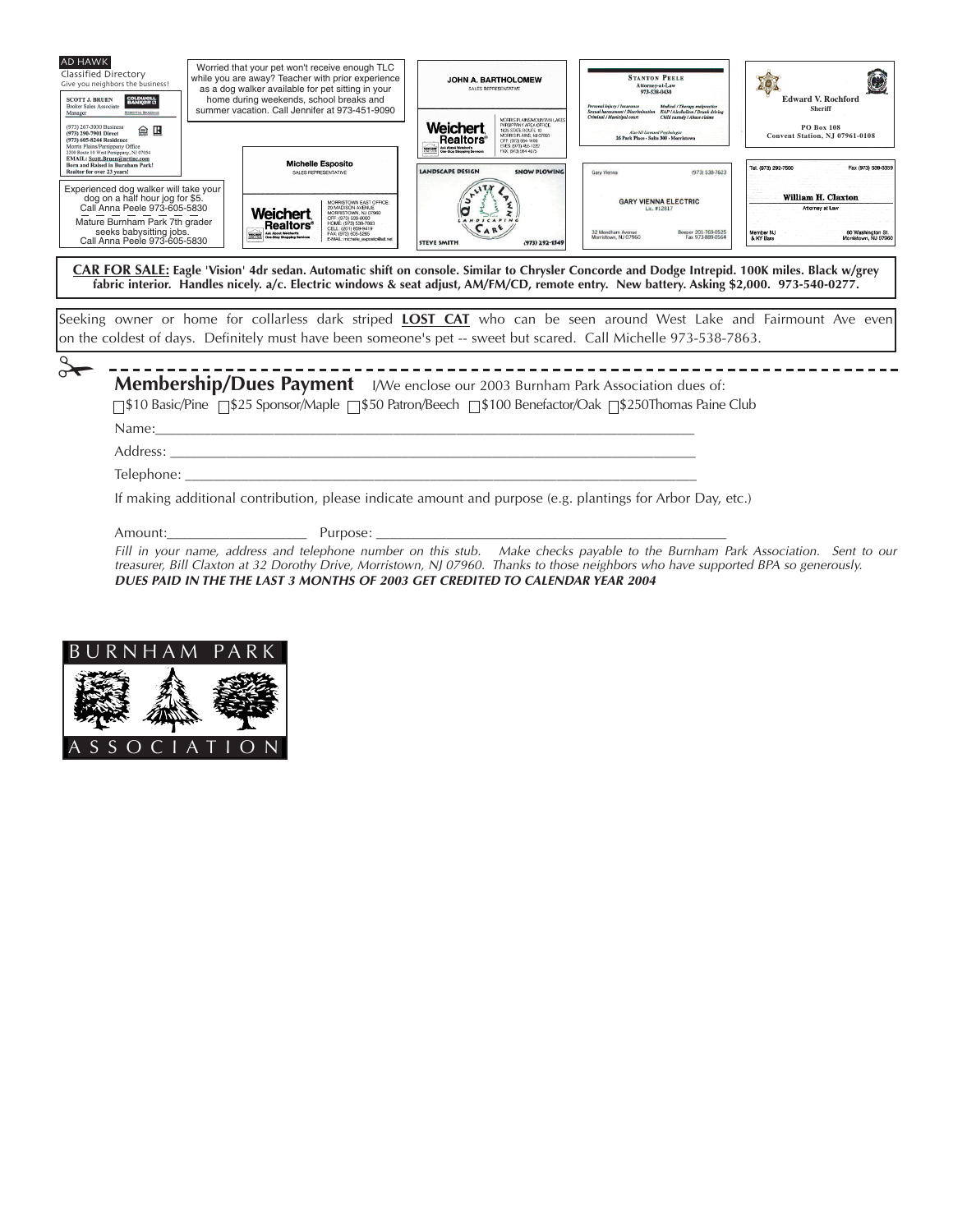AD HAWK

Classified Directory

Give you neighbors the business!

SCOTT J. BRUEN
Broker Sales Associate
Manager

COLDWELL BANKER

(973) 267-3030 Business
(973) 290-7901 Direct
(973) 605-8244 Residence
Morris Plains/Parsippany Office
2200 Route 10 West Parsippany, NJ 07054
EMAIL: Scott.Bruen@nrtinc.com
Born and Raised in Burnham Park!
Realtor for over 23 years!

Worried that your pet won't receive enough TLC while you are away? Teacher with prior experience as a dog walker available for pet sitting in your home during weekends, school breaks and summer vacation. Call Jennifer at 973-451-9090

JOHN A. BARTHOLOMEW
SALES REPRESENTATIVE

Weichert Realtors
MORRIS PLAINS/MOUNTAIN LAKES
PARSIPPANY AREA OFFICE
1625 STATE ROUTE 10
MORRIS PLAINS, NJ 07950
OFF. (973) 984-1400
EVES (973) 455-1220
FAX (973) 984-4675

STANTON PEELE
Attorney-at-Law
973-538-0430

Personal injury / Insurance
Sexual harassment / Discrimination
Criminal / Municipal court

Medical / Therapy malpractice
RAP / Alcoholism / Drunk driving
Child custody / Abuse claims

Also NJ Licensed Psychologist
26 Park Place · Suite 300 · Morristown

Edward V. Rochford
Sheriff

PO Box 108
Convent Station, NJ 07961-0108

Experienced dog walker will take your dog on a half hour jog for $5. Call Anna Peele 973-605-5830

Mature Burnham Park 7th grader seeks babysitting jobs. Call Anna Peele 973-605-5830

Michelle Esposito
SALES REPRESENTATIVE

Weichert Realtors
MORRISTOWN EAST OFFICE
29 MADISON AVENUE
MORRISTOWN, NJ 07960
OFF. (973) 539-8000
HOME (973) 538-7863
CELL (201) 859-9419
FAX (973) 605-5285
E-MAIL: michelle_esposito@att.net

LANDSCAPE DESIGN — SNOW PLOWING

QUALITY LAWN CARE
LANDSCAPING

STEVE SMITH (973) 292-1549

Gary Vienna (973) 538-7623

GARY VIENNA ELECTRIC
Lic. #12817

32 Mendham Avenue
Morristown, NJ 07960

Beeper 201-769-0525
Fax 973-889-0564

Tel. (973) 292-7500 Fax (973) 538-3359

William H. Claxton
Attorney at Law

Member NJ & NY Bars

60 Washington St.
Morristown, NJ 07960

**CAR FOR SALE:** Eagle 'Vision' 4dr sedan. Automatic shift on console. Similar to Chrysler Concorde and Dodge Intrepid. 100K miles. Black w/grey fabric interior. Handles nicely. a/c. Electric windows & seat adjust, AM/FM/CD, remote entry. New battery. Asking $2,000. 973-540-0277.

Seeking owner or home for collarless dark striped **LOST CAT** who can be seen around West Lake and Fairmount Ave even on the coldest of days. Definitely must have been someone's pet -- sweet but scared. Call Michelle 973-538-7863.

## Membership/Dues Payment

I/We enclose our 2003 Burnham Park Association dues of:

☐ $10 Basic/Pine ☐ $25 Sponsor/Maple ☐ $50 Patron/Beech ☐ $100 Benefactor/Oak ☐ $250Thomas Paine Club

Name:_______________________________________________

Address: _____________________________________________

Telephone: ___________________________________________

If making additional contribution, please indicate amount and purpose (e.g. plantings for Arbor Day, etc.)

Amount:__________________ Purpose: _______________________________

*Fill in your name, address and telephone number on this stub. Make checks payable to the Burnham Park Association. Sent to our treasurer, Bill Claxton at 32 Dorothy Drive, Morristown, NJ 07960. Thanks to those neighbors who have supported BPA so generously.*

***DUES PAID IN THE THE LAST 3 MONTHS OF 2003 GET CREDITED TO CALENDAR YEAR 2004***

BURNHAM PARK ASSOCIATION